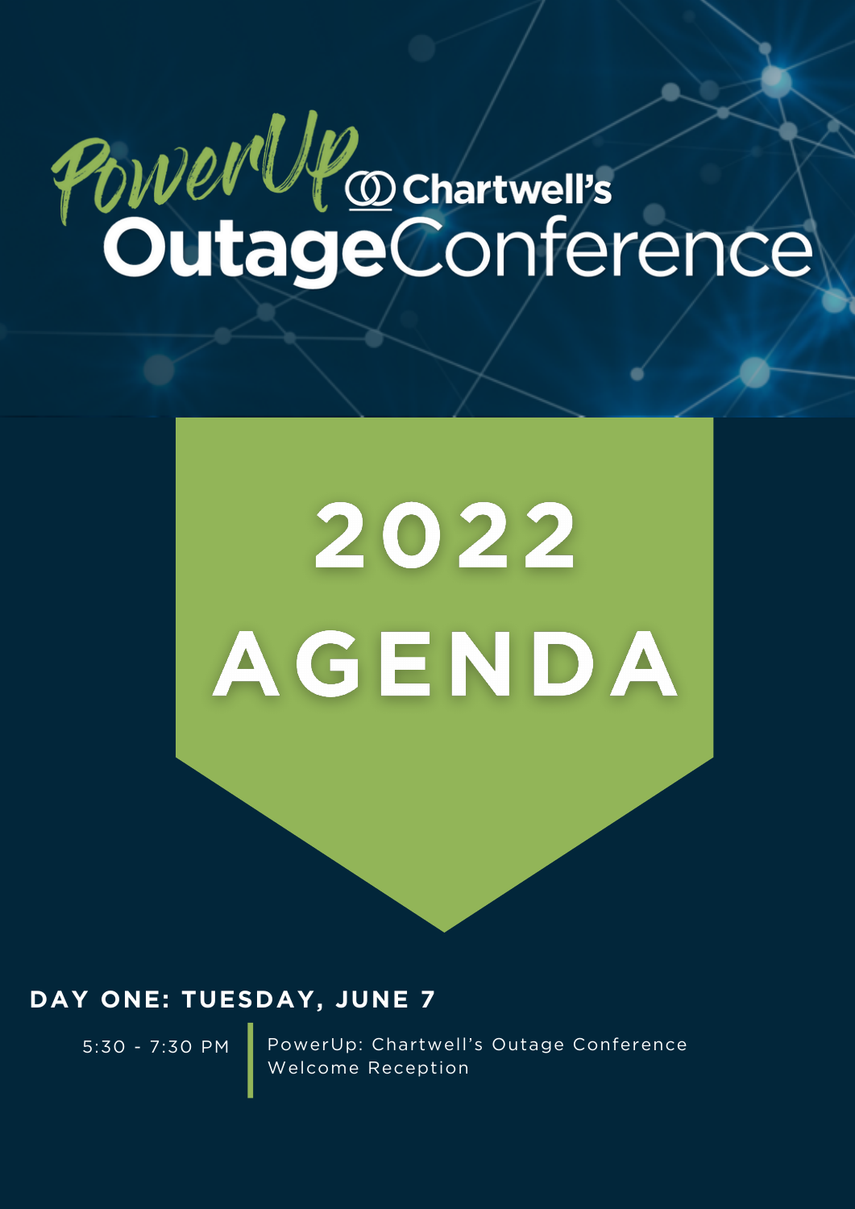# PowerUp Chartwell's Outage Conference

# 2022 AGENDA

## DAY ONE: TUESDAY, JUNE 7

5:30 - 7:30 PM | PowerUp: Chartwell's Outage Conference Welcome Reception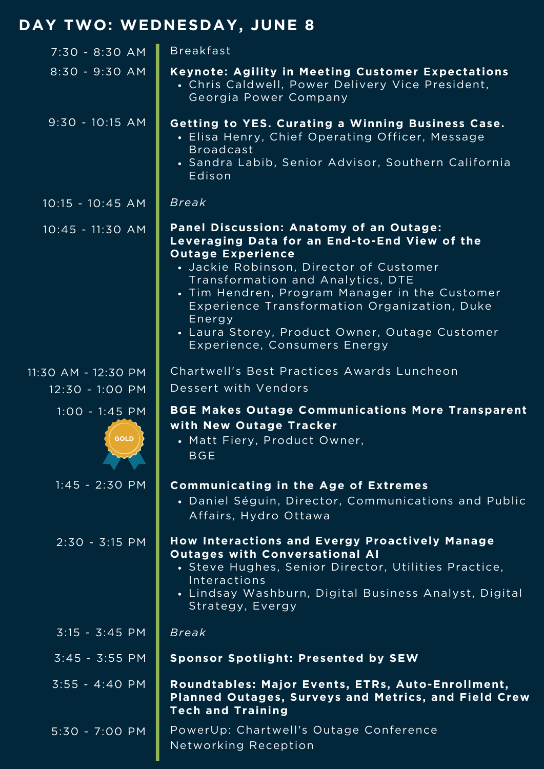# DAY TWO: WEDNESDAY, JUNE 8

**7:30 - 8:30 AM** — Breakfast

**8:30 - 9:30 AM** — **Keynote: Agility in Meeting Customer Expectations**
- Chris Caldwell, Power Delivery Vice President, Georgia Power Company

**9:30 - 10:15 AM** — **Getting to YES. Curating a Winning Business Case.**
- Elisa Henry, Chief Operating Officer, Message Broadcast
- Sandra Labib, Senior Advisor, Southern California Edison

**10:15 - 10:45 AM** — *Break*

**10:45 - 11:30 AM** — **Panel Discussion: Anatomy of an Outage: Leveraging Data for an End-to-End View of the Outage Experience**
- Jackie Robinson, Director of Customer Transformation and Analytics, DTE
- Tim Hendren, Program Manager in the Customer Experience Transformation Organization, Duke Energy
- Laura Storey, Product Owner, Outage Customer Experience, Consumers Energy

**11:30 AM - 12:30 PM** — Chartwell's Best Practices Awards Luncheon

**12:30 - 1:00 PM** — Dessert with Vendors

**1:00 - 1:45 PM** (GOLD) — **BGE Makes Outage Communications More Transparent with New Outage Tracker**
- Matt Fiery, Product Owner, BGE

**1:45 - 2:30 PM** — **Communicating in the Age of Extremes**
- Daniel Séguin, Director, Communications and Public Affairs, Hydro Ottawa

**2:30 - 3:15 PM** — **How Interactions and Evergy Proactively Manage Outages with Conversational AI**
- Steve Hughes, Senior Director, Utilities Practice, Interactions
- Lindsay Washburn, Digital Business Analyst, Digital Strategy, Evergy

**3:15 - 3:45 PM** — *Break*

**3:45 - 3:55 PM** — **Sponsor Spotlight: Presented by SEW**

**3:55 - 4:40 PM** — **Roundtables: Major Events, ETRs, Auto-Enrollment, Planned Outages, Surveys and Metrics, and Field Crew Tech and Training**

**5:30 - 7:00 PM** — PowerUp: Chartwell's Outage Conference Networking Reception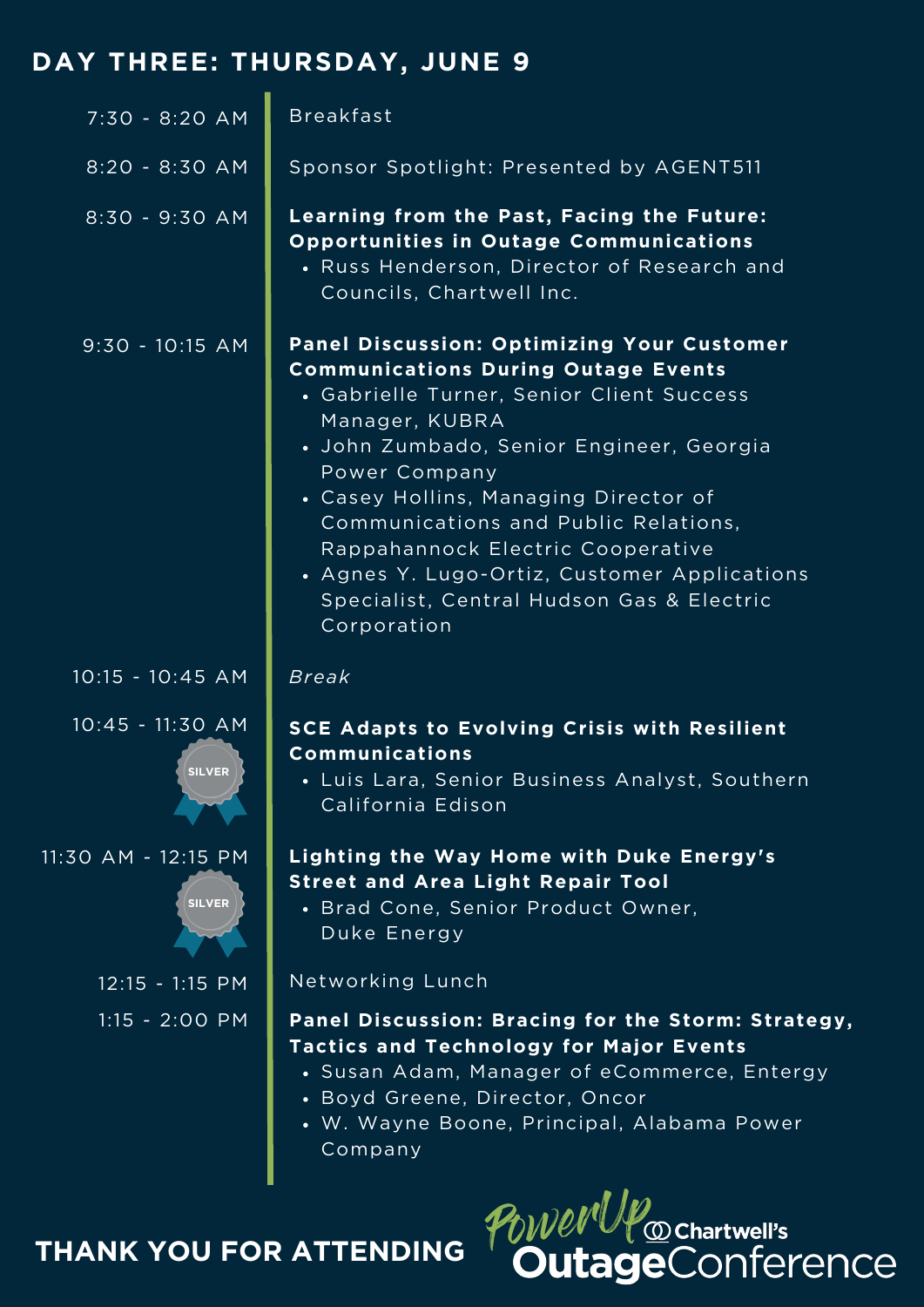## DAY THREE: THURSDAY, JUNE 9

**7:30 - 8:20 AM** — Breakfast

**8:20 - 8:30 AM** — Sponsor Spotlight: Presented by AGENT511

**8:30 - 9:30 AM** — **Learning from the Past, Facing the Future: Opportunities in Outage Communications**

- Russ Henderson, Director of Research and Councils, Chartwell Inc.

**9:30 - 10:15 AM** — **Panel Discussion: Optimizing Your Customer Communications During Outage Events**

- Gabrielle Turner, Senior Client Success Manager, KUBRA
- John Zumbado, Senior Engineer, Georgia Power Company
- Casey Hollins, Managing Director of Communications and Public Relations, Rappahannock Electric Cooperative
- Agnes Y. Lugo-Ortiz, Customer Applications Specialist, Central Hudson Gas & Electric Corporation

**10:15 - 10:45 AM** — *Break*

**10:45 - 11:30 AM** (SILVER) — **SCE Adapts to Evolving Crisis with Resilient Communications**

- Luis Lara, Senior Business Analyst, Southern California Edison

**11:30 AM - 12:15 PM** (SILVER) — **Lighting the Way Home with Duke Energy's Street and Area Light Repair Tool**

- Brad Cone, Senior Product Owner, Duke Energy

**12:15 - 1:15 PM** — Networking Lunch

**1:15 - 2:00 PM** — **Panel Discussion: Bracing for the Storm: Strategy, Tactics and Technology for Major Events**

- Susan Adam, Manager of eCommerce, Entergy
- Boyd Greene, Director, Oncor
- W. Wayne Boone, Principal, Alabama Power Company

**THANK YOU FOR ATTENDING**

PowerUp Chartwell's Outage Conference